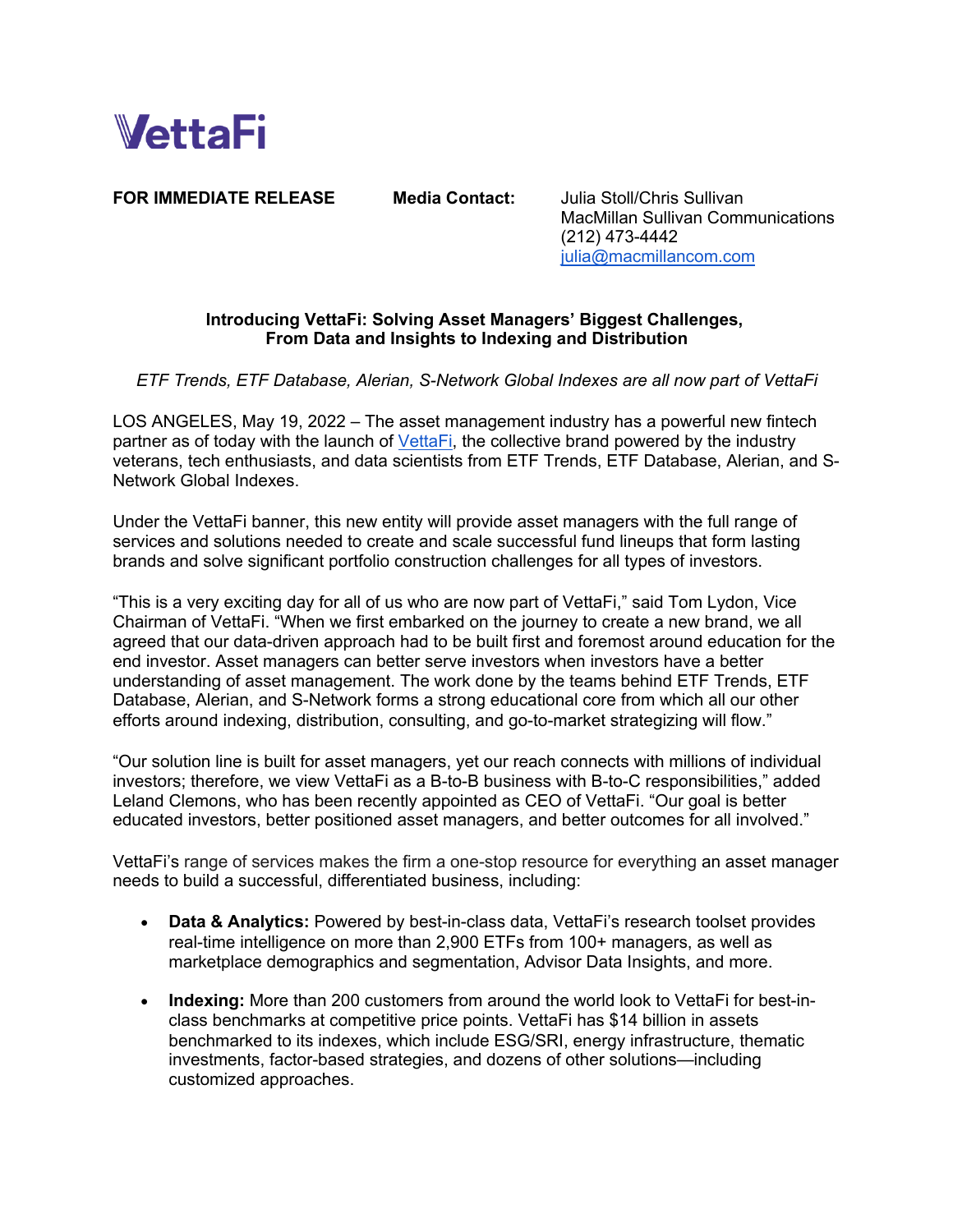# VettaFi

**FOR IMMEDIATE RELEASE** **Media Contact:** Julia Stoll/Chris Sullivan
MacMillan Sullivan Communications
(212) 473-4442
julia@macmillancom.com

**Introducing VettaFi: Solving Asset Managers' Biggest Challenges, From Data and Insights to Indexing and Distribution**

*ETF Trends, ETF Database, Alerian, S-Network Global Indexes are all now part of VettaFi*

LOS ANGELES, May 19, 2022 – The asset management industry has a powerful new fintech partner as of today with the launch of VettaFi, the collective brand powered by the industry veterans, tech enthusiasts, and data scientists from ETF Trends, ETF Database, Alerian, and S-Network Global Indexes.

Under the VettaFi banner, this new entity will provide asset managers with the full range of services and solutions needed to create and scale successful fund lineups that form lasting brands and solve significant portfolio construction challenges for all types of investors.

"This is a very exciting day for all of us who are now part of VettaFi," said Tom Lydon, Vice Chairman of VettaFi. "When we first embarked on the journey to create a new brand, we all agreed that our data-driven approach had to be built first and foremost around education for the end investor. Asset managers can better serve investors when investors have a better understanding of asset management. The work done by the teams behind ETF Trends, ETF Database, Alerian, and S-Network forms a strong educational core from which all our other efforts around indexing, distribution, consulting, and go-to-market strategizing will flow."

"Our solution line is built for asset managers, yet our reach connects with millions of individual investors; therefore, we view VettaFi as a B-to-B business with B-to-C responsibilities," added Leland Clemons, who has been recently appointed as CEO of VettaFi. "Our goal is better educated investors, better positioned asset managers, and better outcomes for all involved."

VettaFi's range of services makes the firm a one-stop resource for everything an asset manager needs to build a successful, differentiated business, including:

- **Data & Analytics:** Powered by best-in-class data, VettaFi's research toolset provides real-time intelligence on more than 2,900 ETFs from 100+ managers, as well as marketplace demographics and segmentation, Advisor Data Insights, and more.

- **Indexing:** More than 200 customers from around the world look to VettaFi for best-in-class benchmarks at competitive price points. VettaFi has $14 billion in assets benchmarked to its indexes, which include ESG/SRI, energy infrastructure, thematic investments, factor-based strategies, and dozens of other solutions—including customized approaches.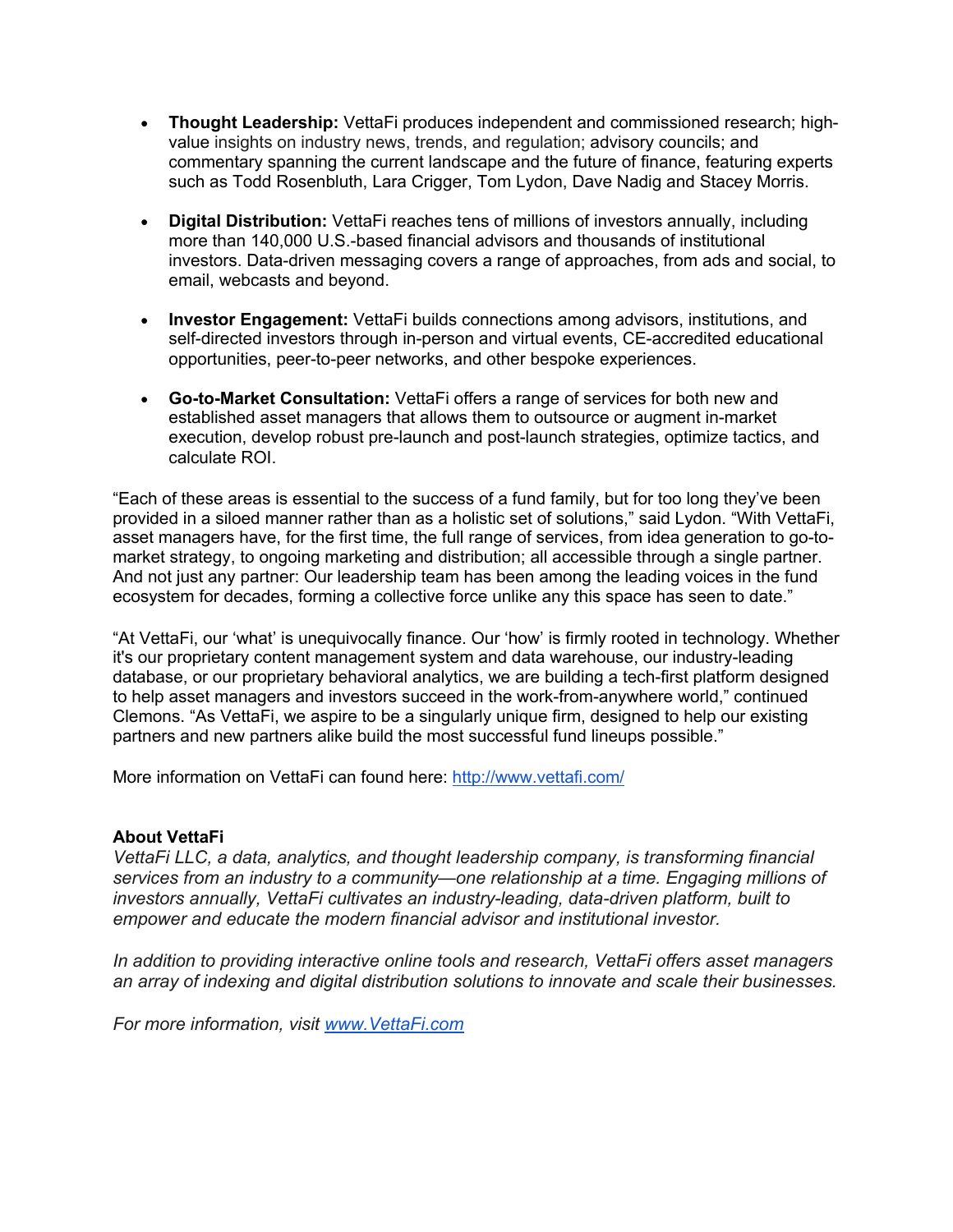- **Thought Leadership:** VettaFi produces independent and commissioned research; high-value insights on industry news, trends, and regulation; advisory councils; and commentary spanning the current landscape and the future of finance, featuring experts such as Todd Rosenbluth, Lara Crigger, Tom Lydon, Dave Nadig and Stacey Morris.

- **Digital Distribution:** VettaFi reaches tens of millions of investors annually, including more than 140,000 U.S.-based financial advisors and thousands of institutional investors. Data-driven messaging covers a range of approaches, from ads and social, to email, webcasts and beyond.

- **Investor Engagement:** VettaFi builds connections among advisors, institutions, and self-directed investors through in-person and virtual events, CE-accredited educational opportunities, peer-to-peer networks, and other bespoke experiences.

- **Go-to-Market Consultation:** VettaFi offers a range of services for both new and established asset managers that allows them to outsource or augment in-market execution, develop robust pre-launch and post-launch strategies, optimize tactics, and calculate ROI.

"Each of these areas is essential to the success of a fund family, but for too long they've been provided in a siloed manner rather than as a holistic set of solutions," said Lydon. "With VettaFi, asset managers have, for the first time, the full range of services, from idea generation to go-to-market strategy, to ongoing marketing and distribution; all accessible through a single partner. And not just any partner: Our leadership team has been among the leading voices in the fund ecosystem for decades, forming a collective force unlike any this space has seen to date."

"At VettaFi, our 'what' is unequivocally finance. Our 'how' is firmly rooted in technology. Whether it's our proprietary content management system and data warehouse, our industry-leading database, or our proprietary behavioral analytics, we are building a tech-first platform designed to help asset managers and investors succeed in the work-from-anywhere world," continued Clemons. "As VettaFi, we aspire to be a singularly unique firm, designed to help our existing partners and new partners alike build the most successful fund lineups possible."

More information on VettaFi can found here: http://www.vettafi.com/

**About VettaFi**

*VettaFi LLC, a data, analytics, and thought leadership company, is transforming financial services from an industry to a community—one relationship at a time. Engaging millions of investors annually, VettaFi cultivates an industry-leading, data-driven platform, built to empower and educate the modern financial advisor and institutional investor.*

*In addition to providing interactive online tools and research, VettaFi offers asset managers an array of indexing and digital distribution solutions to innovate and scale their businesses.*

*For more information, visit www.VettaFi.com*